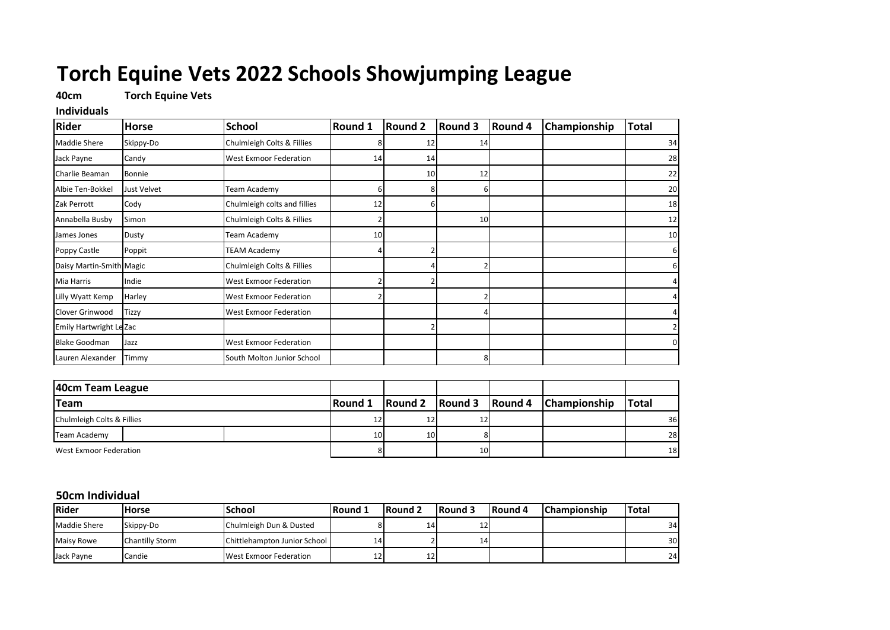# Torch Equine Vets 2022 Schools Showjumping League

**40cm** **Torch Equine Vets**

**Individuals**

| Rider | Horse | School | Round 1 | Round 2 | Round 3 | Round 4 | Championship | Total |
|---|---|---|---|---|---|---|---|---|
| Maddie Shere | Skippy-Do | Chulmleigh Colts & Fillies | 8 | 12 | 14 | | | 34 |
| Jack Payne | Candy | West Exmoor Federation | 14 | 14 | | | | 28 |
| Charlie Beaman | Bonnie | | | 10 | 12 | | | 22 |
| Albie Ten-Bokkel | Just Velvet | Team Academy | 6 | 8 | 6 | | | 20 |
| Zak Perrott | Cody | Chulmleigh colts and fillies | 12 | 6 | | | | 18 |
| Annabella Busby | Simon | Chulmleigh Colts & Fillies | 2 | | 10 | | | 12 |
| James Jones | Dusty | Team Academy | 10 | | | | | 10 |
| Poppy Castle | Poppit | TEAM Academy | 4 | 2 | | | | 6 |
| Daisy Martin-Smith | Magic | Chulmleigh Colts & Fillies | | 4 | 2 | | | 6 |
| Mia Harris | Indie | West Exmoor Federation | 2 | 2 | | | | 4 |
| Lilly Wyatt Kemp | Harley | West Exmoor Federation | 2 | | 2 | | | 4 |
| Clover Grinwood | Tizzy | West Exmoor Federation | | | 4 | | | 4 |
| Emily Hartwright Le | Zac | | | 2 | | | | 2 |
| Blake Goodman | Jazz | West Exmoor Federation | | | | | | 0 |
| Lauren Alexander | Timmy | South Molton Junior School | | | 8 | | | |

| 40cm Team League | | | | | | |
|---|---|---|---|---|---|---|
| **Team** | **Round 1** | **Round 2** | **Round 3** | **Round 4** | **Championship** | **Total** |
| Chulmleigh Colts & Fillies | 12 | 12 | 12 | | | 36 |
| Team Academy | 10 | 10 | 8 | | | 28 |
| West Exmoor Federation | 8 | | 10 | | | 18 |

## 50cm Individual

| Rider | Horse | School | Round 1 | Round 2 | Round 3 | Round 4 | Championship | Total |
|---|---|---|---|---|---|---|---|---|
| Maddie Shere | Skippy-Do | Chulmleigh Dun & Dusted | 8 | 14 | 12 | | | 34 |
| Maisy Rowe | Chantilly Storm | Chittlehampton Junior School | 14 | 2 | 14 | | | 30 |
| Jack Payne | Candie | West Exmoor Federation | 12 | 12 | | | | 24 |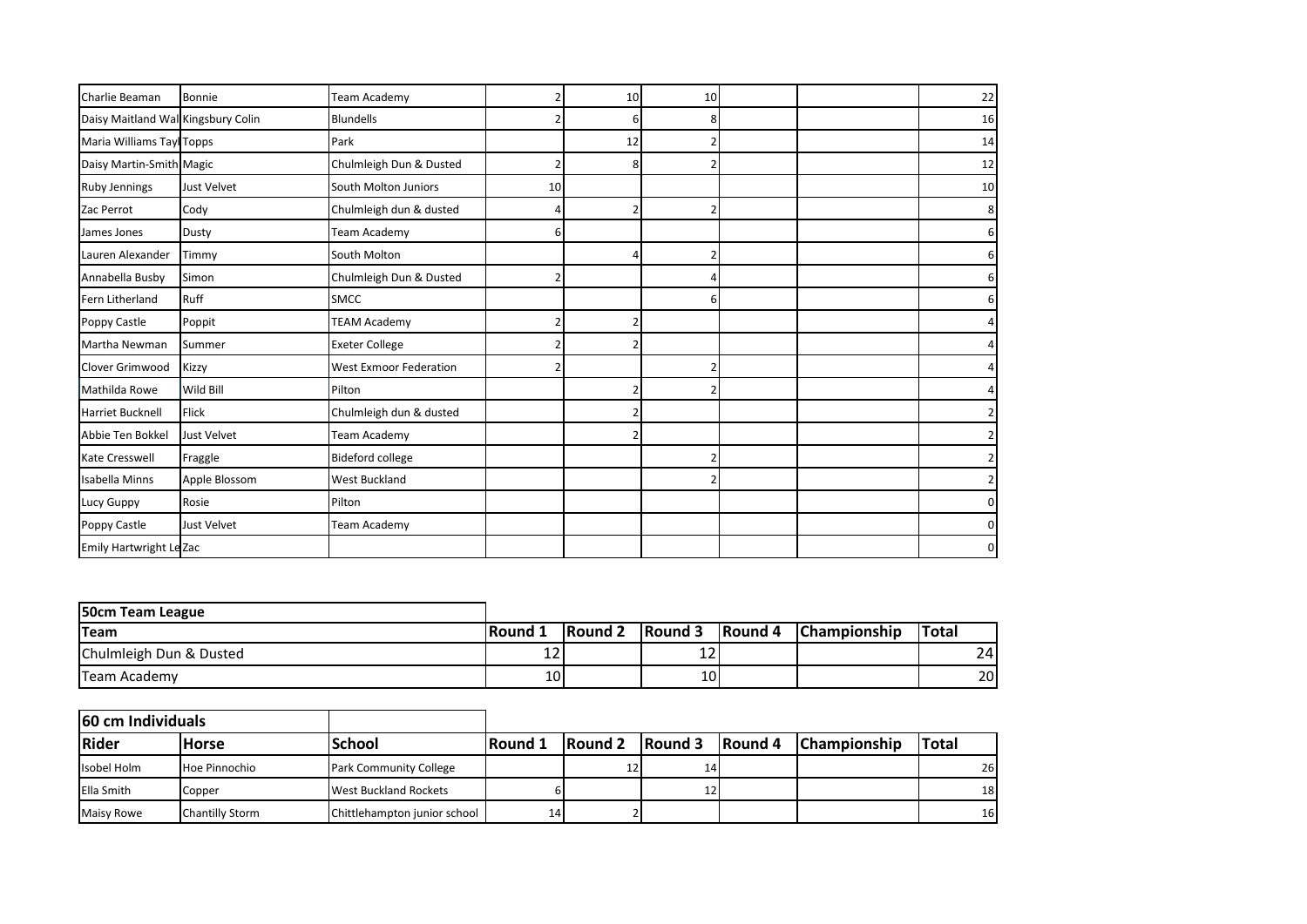| | | | | | | | | |
|---|---|---|---|---|---|---|---|---|
| Charlie Beaman | Bonnie | Team Academy | 2 | 10 | 10 | | | 22 |
| Daisy Maitland Wal | Kingsbury Colin | Blundells | 2 | 6 | 8 | | | 16 |
| Maria Williams Tayl | Topps | Park | | 12 | 2 | | | 14 |
| Daisy Martin-Smith | Magic | Chulmleigh Dun & Dusted | 2 | 8 | 2 | | | 12 |
| Ruby Jennings | Just Velvet | South Molton Juniors | 10 | | | | | 10 |
| Zac Perrot | Cody | Chulmleigh dun & dusted | 4 | 2 | 2 | | | 8 |
| James Jones | Dusty | Team Academy | 6 | | | | | 6 |
| Lauren Alexander | Timmy | South Molton | | 4 | 2 | | | 6 |
| Annabella Busby | Simon | Chulmleigh Dun & Dusted | 2 | | 4 | | | 6 |
| Fern Litherland | Ruff | SMCC | | | 6 | | | 6 |
| Poppy Castle | Poppit | TEAM Academy | 2 | 2 | | | | 4 |
| Martha Newman | Summer | Exeter College | 2 | 2 | | | | 4 |
| Clover Grimwood | Kizzy | West Exmoor Federation | 2 | | 2 | | | 4 |
| Mathilda Rowe | Wild Bill | Pilton | | 2 | 2 | | | 4 |
| Harriet Bucknell | Flick | Chulmleigh dun & dusted | | 2 | | | | 2 |
| Abbie Ten Bokkel | Just Velvet | Team Academy | | 2 | | | | 2 |
| Kate Cresswell | Fraggle | Bideford college | | | 2 | | | 2 |
| Isabella Minns | Apple Blossom | West Buckland | | | 2 | | | 2 |
| Lucy Guppy | Rosie | Pilton | | | | | | 0 |
| Poppy Castle | Just Velvet | Team Academy | | | | | | 0 |
| Emily Hartwright Le | Zac | | | | | | | 0 |

**50cm Team League**

| Team | Round 1 | Round 2 | Round 3 | Round 4 | Championship | Total |
|---|---|---|---|---|---|---|
| Chulmleigh Dun & Dusted | 12 | | 12 | | | 24 |
| Team Academy | 10 | | 10 | | | 20 |

**60 cm Individuals**

| Rider | Horse | School | Round 1 | Round 2 | Round 3 | Round 4 | Championship | Total |
|---|---|---|---|---|---|---|---|---|
| Isobel Holm | Hoe Pinnochio | Park Community College | | 12 | 14 | | | 26 |
| Ella Smith | Copper | West Buckland Rockets | 6 | | 12 | | | 18 |
| Maisy Rowe | Chantilly Storm | Chittlehampton junior school | 14 | 2 | | | | 16 |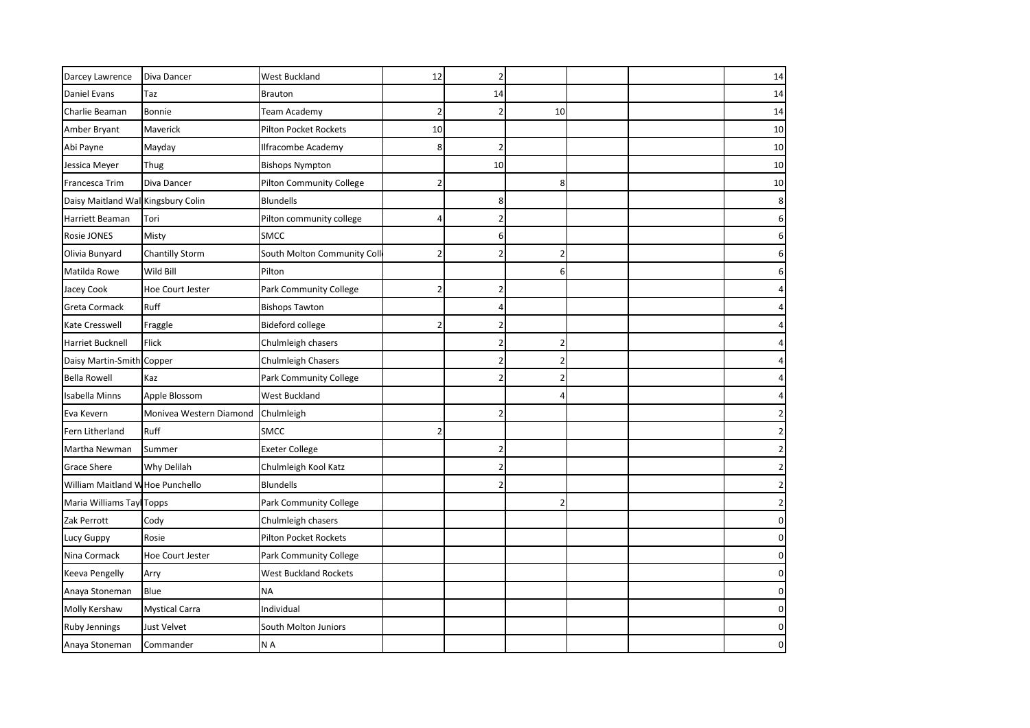| | | | | | | | | |
|---|---|---|---|---|---|---|---|---|
| Darcey Lawrence | Diva Dancer | West Buckland | 12 | 2 | | | | 14 |
| Daniel Evans | Taz | Brauton | | 14 | | | | 14 |
| Charlie Beaman | Bonnie | Team Academy | 2 | 2 | 10 | | | 14 |
| Amber Bryant | Maverick | Pilton Pocket Rockets | 10 | | | | | 10 |
| Abi Payne | Mayday | Ilfracombe Academy | 8 | 2 | | | | 10 |
| Jessica Meyer | Thug | Bishops Nympton | | 10 | | | | 10 |
| Francesca Trim | Diva Dancer | Pilton Community College | 2 | | 8 | | | 10 |
| Daisy Maitland Wal | Kingsbury Colin | Blundells | | 8 | | | | 8 |
| Harriett Beaman | Tori | Pilton community college | 4 | 2 | | | | 6 |
| Rosie JONES | Misty | SMCC | | 6 | | | | 6 |
| Olivia Bunyard | Chantilly Storm | South Molton Community Coll | 2 | 2 | 2 | | | 6 |
| Matilda Rowe | Wild Bill | Pilton | | | 6 | | | 6 |
| Jacey Cook | Hoe Court Jester | Park Community College | 2 | 2 | | | | 4 |
| Greta Cormack | Ruff | Bishops Tawton | | 4 | | | | 4 |
| Kate Cresswell | Fraggle | Bideford college | 2 | 2 | | | | 4 |
| Harriet Bucknell | Flick | Chulmleigh chasers | | 2 | 2 | | | 4 |
| Daisy Martin-Smith | Copper | Chulmleigh Chasers | | 2 | 2 | | | 4 |
| Bella Rowell | Kaz | Park Community College | | 2 | 2 | | | 4 |
| Isabella Minns | Apple Blossom | West Buckland | | | 4 | | | 4 |
| Eva Kevern | Monivea Western Diamond | Chulmleigh | | 2 | | | | 2 |
| Fern Litherland | Ruff | SMCC | 2 | | | | | 2 |
| Martha Newman | Summer | Exeter College | | 2 | | | | 2 |
| Grace Shere | Why Delilah | Chulmleigh Kool Katz | | 2 | | | | 2 |
| William Maitland W | Hoe Punchello | Blundells | | 2 | | | | 2 |
| Maria Williams Tayl | Topps | Park Community College | | | 2 | | | 2 |
| Zak Perrott | Cody | Chulmleigh chasers | | | | | | 0 |
| Lucy Guppy | Rosie | Pilton Pocket Rockets | | | | | | 0 |
| Nina Cormack | Hoe Court Jester | Park Community College | | | | | | 0 |
| Keeva Pengelly | Arry | West Buckland Rockets | | | | | | 0 |
| Anaya Stoneman | Blue | NA | | | | | | 0 |
| Molly Kershaw | Mystical Carra | Individual | | | | | | 0 |
| Ruby Jennings | Just Velvet | South Molton Juniors | | | | | | 0 |
| Anaya Stoneman | Commander | N A | | | | | | 0 |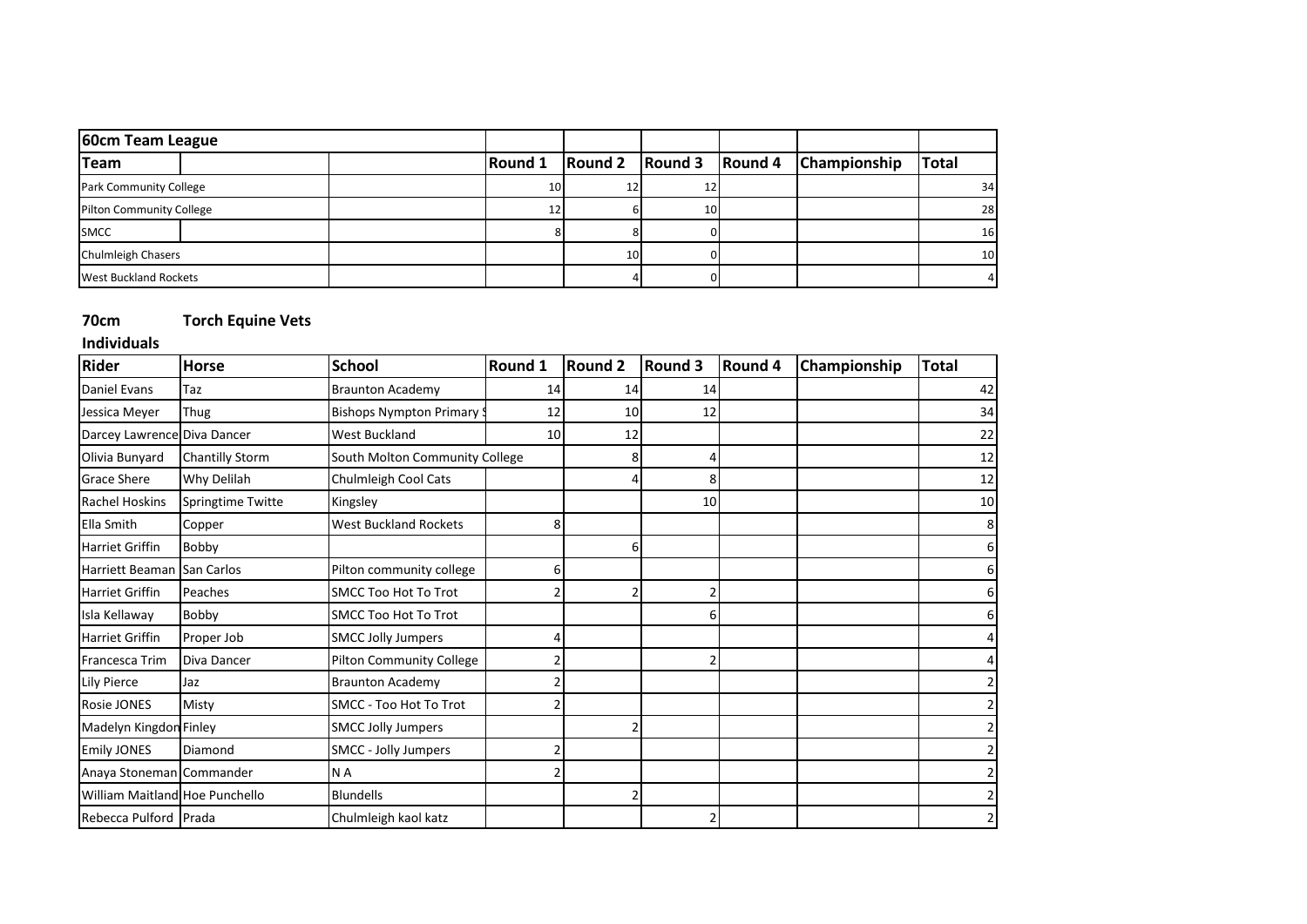| 60cm Team League | | | | | | | | |
|---|---|---|---|---|---|---|---|---|
| Team | | | Round 1 | Round 2 | Round 3 | Round 4 | Championship | Total |
| Park Community College | | | 10 | 12 | 12 | | | 34 |
| Pilton Community College | | | 12 | 6 | 10 | | | 28 |
| SMCC | | | 8 | 8 | 0 | | | 16 |
| Chulmleigh Chasers | | | | 10 | 0 | | | 10 |
| West Buckland Rockets | | | | 4 | 0 | | | 4 |

**70cm** **Torch Equine Vets**

**Individuals**

| Rider | Horse | School | Round 1 | Round 2 | Round 3 | Round 4 | Championship | Total |
|---|---|---|---|---|---|---|---|---|
| Daniel Evans | Taz | Braunton Academy | 14 | 14 | 14 | | | 42 |
| Jessica Meyer | Thug | Bishops Nympton Primary S | 12 | 10 | 12 | | | 34 |
| Darcey Lawrence | Diva Dancer | West Buckland | 10 | 12 | | | | 22 |
| Olivia Bunyard | Chantilly Storm | South Molton Community College | | 8 | 4 | | | 12 |
| Grace Shere | Why Delilah | Chulmleigh Cool Cats | | 4 | 8 | | | 12 |
| Rachel Hoskins | Springtime Twitte | Kingsley | | | 10 | | | 10 |
| Ella Smith | Copper | West Buckland Rockets | 8 | | | | | 8 |
| Harriet Griffin | Bobby | | | 6 | | | | 6 |
| Harriett Beaman | San Carlos | Pilton community college | 6 | | | | | 6 |
| Harriet Griffin | Peaches | SMCC Too Hot To Trot | 2 | 2 | 2 | | | 6 |
| Isla Kellaway | Bobby | SMCC Too Hot To Trot | | | 6 | | | 6 |
| Harriet Griffin | Proper Job | SMCC Jolly Jumpers | 4 | | | | | 4 |
| Francesca Trim | Diva Dancer | Pilton Community College | 2 | | 2 | | | 4 |
| Lily Pierce | Jaz | Braunton Academy | 2 | | | | | 2 |
| Rosie JONES | Misty | SMCC - Too Hot To Trot | 2 | | | | | 2 |
| Madelyn Kingdon | Finley | SMCC Jolly Jumpers | | 2 | | | | 2 |
| Emily JONES | Diamond | SMCC - Jolly Jumpers | 2 | | | | | 2 |
| Anaya Stoneman | Commander | N A | 2 | | | | | 2 |
| William Maitland | Hoe Punchello | Blundells | | 2 | | | | 2 |
| Rebecca Pulford | Prada | Chulmleigh kaol katz | | | 2 | | | 2 |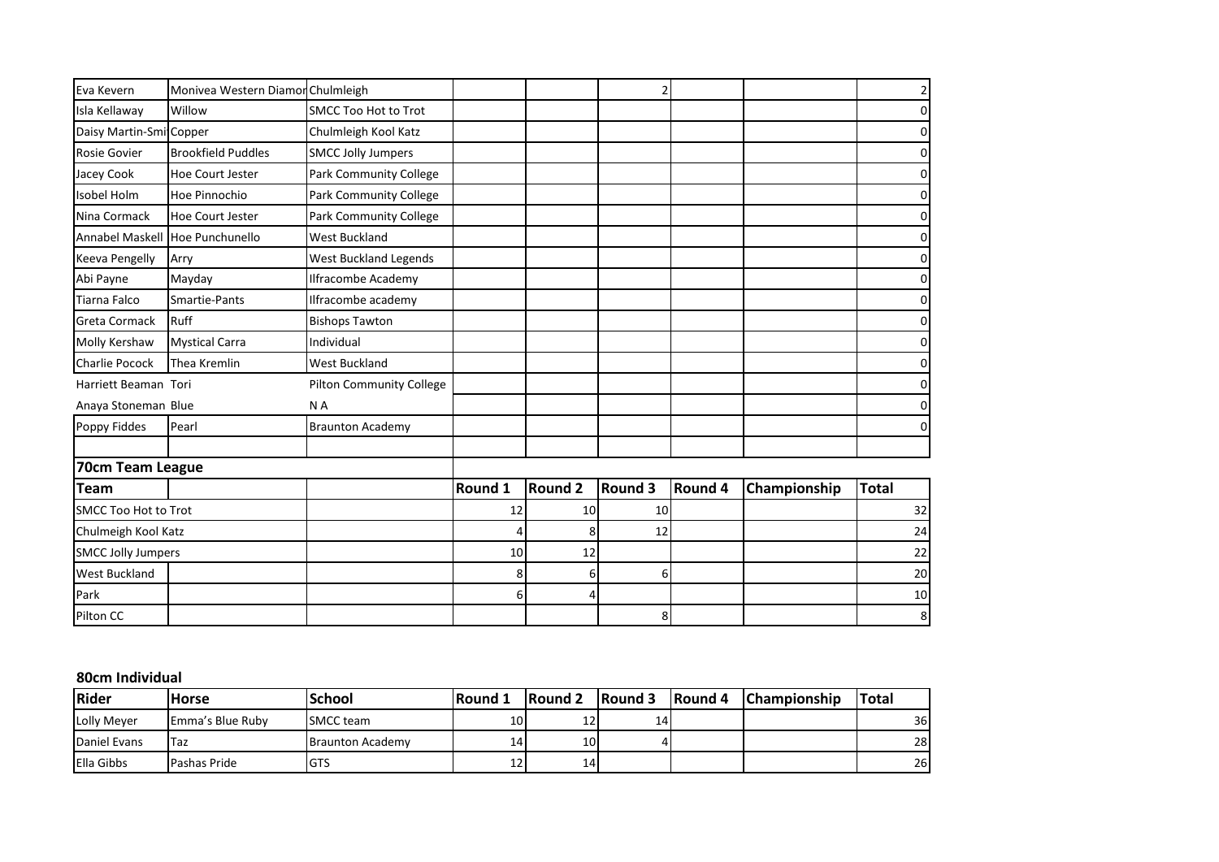| | | | | | | | | |
|---|---|---|---|---|---|---|---|---|
| Eva Kevern | Monivea Western Diamor | Chulmleigh | | | 2 | | | 2 |
| Isla Kellaway | Willow | SMCC Too Hot to Trot | | | | | | 0 |
| Daisy Martin-Smi | Copper | Chulmleigh Kool Katz | | | | | | 0 |
| Rosie Govier | Brookfield Puddles | SMCC Jolly Jumpers | | | | | | 0 |
| Jacey Cook | Hoe Court Jester | Park Community College | | | | | | 0 |
| Isobel Holm | Hoe Pinnochio | Park Community College | | | | | | 0 |
| Nina Cormack | Hoe Court Jester | Park Community College | | | | | | 0 |
| Annabel Maskell | Hoe Punchunello | West Buckland | | | | | | 0 |
| Keeva Pengelly | Arry | West Buckland Legends | | | | | | 0 |
| Abi Payne | Mayday | Ilfracombe Academy | | | | | | 0 |
| Tiarna Falco | Smartie-Pants | Ilfracombe academy | | | | | | 0 |
| Greta Cormack | Ruff | Bishops Tawton | | | | | | 0 |
| Molly Kershaw | Mystical Carra | Individual | | | | | | 0 |
| Charlie Pocock | Thea Kremlin | West Buckland | | | | | | 0 |
| Harriett Beaman | Tori | Pilton Community College | | | | | | 0 |
| Anaya Stoneman | Blue | N A | | | | | | 0 |
| Poppy Fiddes | Pearl | Braunton Academy | | | | | | 0 |

**70cm Team League**

| Team | | | Round 1 | Round 2 | Round 3 | Round 4 | Championship | Total |
|---|---|---|---|---|---|---|---|---|
| SMCC Too Hot to Trot | | | 12 | 10 | 10 | | | 32 |
| Chulmeigh Kool Katz | | | 4 | 8 | 12 | | | 24 |
| SMCC Jolly Jumpers | | | 10 | 12 | | | | 22 |
| West Buckland | | | 8 | 6 | 6 | | | 20 |
| Park | | | 6 | 4 | | | | 10 |
| Pilton CC | | | | | 8 | | | 8 |

**80cm Individual**

| Rider | Horse | School | Round 1 | Round 2 | Round 3 | Round 4 | Championship | Total |
|---|---|---|---|---|---|---|---|---|
| Lolly Meyer | Emma's Blue Ruby | SMCC team | 10 | 12 | 14 | | | 36 |
| Daniel Evans | Taz | Braunton Academy | 14 | 10 | 4 | | | 28 |
| Ella Gibbs | Pashas Pride | GTS | 12 | 14 | | | | 26 |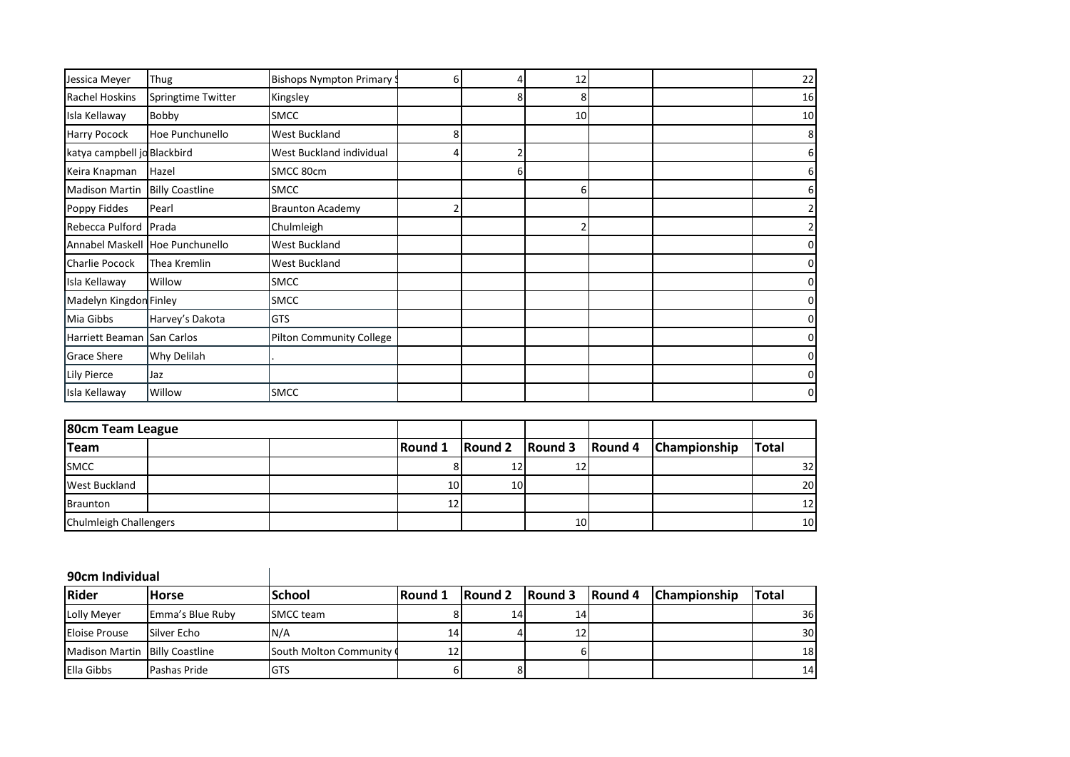| Jessica Meyer | Thug | Bishops Nympton Primary S | 6 | 4 | 12 | | | 22 |
|---|---|---|---|---|---|---|---|---|
| Rachel Hoskins | Springtime Twitter | Kingsley | | 8 | 8 | | | 16 |
| Isla Kellaway | Bobby | SMCC | | | 10 | | | 10 |
| Harry Pocock | Hoe Punchunello | West Buckland | 8 | | | | | 8 |
| katya campbell jo | Blackbird | West Buckland individual | 4 | 2 | | | | 6 |
| Keira Knapman | Hazel | SMCC 80cm | | 6 | | | | 6 |
| Madison Martin | Billy Coastline | SMCC | | | 6 | | | 6 |
| Poppy Fiddes | Pearl | Braunton Academy | 2 | | | | | 2 |
| Rebecca Pulford | Prada | Chulmleigh | | | 2 | | | 2 |
| Annabel Maskell | Hoe Punchunello | West Buckland | | | | | | 0 |
| Charlie Pocock | Thea Kremlin | West Buckland | | | | | | 0 |
| Isla Kellaway | Willow | SMCC | | | | | | 0 |
| Madelyn Kingdon | Finley | SMCC | | | | | | 0 |
| Mia Gibbs | Harvey's Dakota | GTS | | | | | | 0 |
| Harriett Beaman | San Carlos | Pilton Community College | | | | | | 0 |
| Grace Shere | Why Delilah | . | | | | | | 0 |
| Lily Pierce | Jaz | | | | | | | 0 |
| Isla Kellaway | Willow | SMCC | | | | | | 0 |

| 80cm Team League | | | | | | | | |
|---|---|---|---|---|---|---|---|---|
| **Team** | | | **Round 1** | **Round 2** | **Round 3** | **Round 4** | **Championship** | **Total** |
| SMCC | | | 8 | 12 | 12 | | | 32 |
| West Buckland | | | 10 | 10 | | | | 20 |
| Braunton | | | 12 | | | | | 12 |
| Chulmleigh Challengers | | | | | 10 | | | 10 |

**90cm Individual**

| Rider | Horse | School | Round 1 | Round 2 | Round 3 | Round 4 | Championship | Total |
|---|---|---|---|---|---|---|---|---|
| Lolly Meyer | Emma's Blue Ruby | SMCC team | 8 | 14 | 14 | | | 36 |
| Eloise Prouse | Silver Echo | N/A | 14 | 4 | 12 | | | 30 |
| Madison Martin | Billy Coastline | South Molton Community ( | 12 | | 6 | | | 18 |
| Ella Gibbs | Pashas Pride | GTS | 6 | 8 | | | | 14 |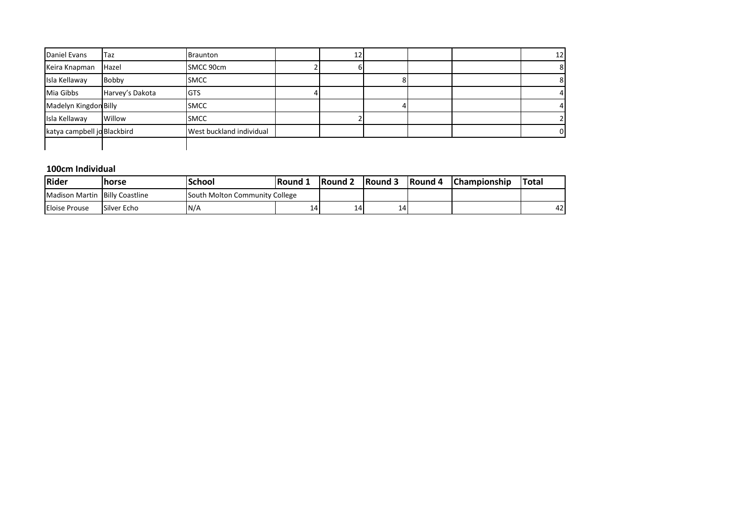| | | | | | | | | |
|---|---|---|---|---|---|---|---|---|
| Daniel Evans | Taz | Braunton | | 12 | | | | 12 |
| Keira Knapman | Hazel | SMCC 90cm | 2 | 6 | | | | 8 |
| Isla Kellaway | Bobby | SMCC | | | 8 | | | 8 |
| Mia Gibbs | Harvey's Dakota | GTS | 4 | | | | | 4 |
| Madelyn Kingdon | Billy | SMCC | | | 4 | | | 4 |
| Isla Kellaway | Willow | SMCC | | 2 | | | | 2 |
| katya campbell jo | Blackbird | West buckland individual | | | | | | 0 |
| | | | | | | | | |

**100cm Individual**

| Rider | horse | School | Round 1 | Round 2 | Round 3 | Round 4 | Championship | Total |
|---|---|---|---|---|---|---|---|---|
| Madison Martin | Billy Coastline | South Molton Community College | | | | | | |
| Eloise Prouse | Silver Echo | N/A | 14 | 14 | 14 | | | 42 |